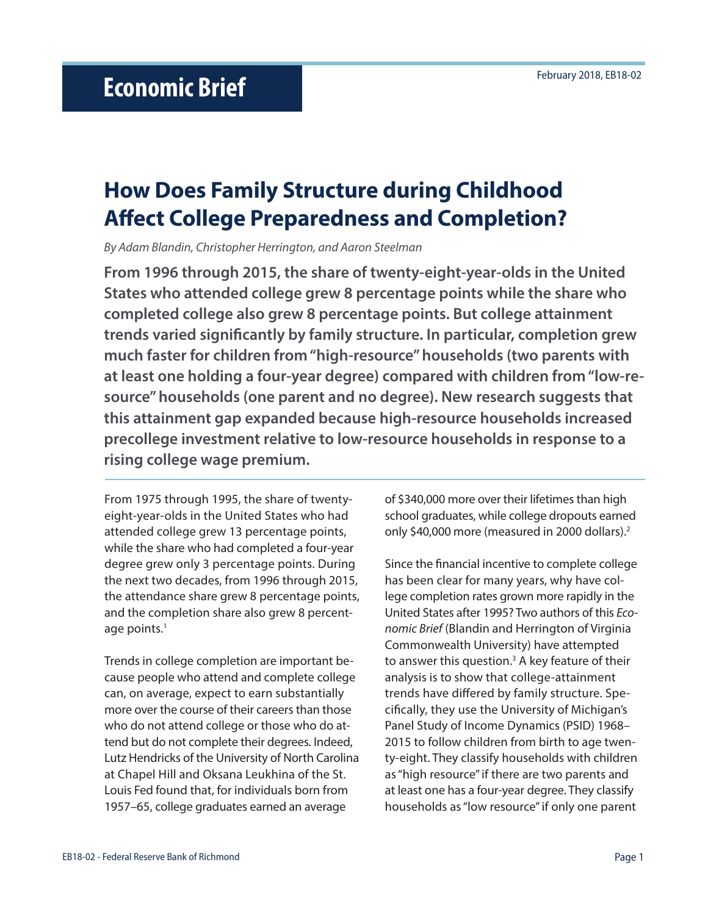# Economic Brief

February 2018, EB18-02

## How Does Family Structure during Childhood Affect College Preparedness and Completion?

*By Adam Blandin, Christopher Herrington, and Aaron Steelman*

**From 1996 through 2015, the share of twenty-eight-year-olds in the United States who attended college grew 8 percentage points while the share who completed college also grew 8 percentage points. But college attainment trends varied significantly by family structure. In particular, completion grew much faster for children from "high-resource" households (two parents with at least one holding a four-year degree) compared with children from "low-resource" households (one parent and no degree). New research suggests that this attainment gap expanded because high-resource households increased precollege investment relative to low-resource households in response to a rising college wage premium.**

From 1975 through 1995, the share of twenty-eight-year-olds in the United States who had attended college grew 13 percentage points, while the share who had completed a four-year degree grew only 3 percentage points. During the next two decades, from 1996 through 2015, the attendance share grew 8 percentage points, and the completion share also grew 8 percentage points.[1]

Trends in college completion are important because people who attend and complete college can, on average, expect to earn substantially more over the course of their careers than those who do not attend college or those who do attend but do not complete their degrees. Indeed, Lutz Hendricks of the University of North Carolina at Chapel Hill and Oksana Leukhina of the St. Louis Fed found that, for individuals born from 1957–65, college graduates earned an average of $340,000 more over their lifetimes than high school graduates, while college dropouts earned only $40,000 more (measured in 2000 dollars).[2]

Since the financial incentive to complete college has been clear for many years, why have college completion rates grown more rapidly in the United States after 1995? Two authors of this *Economic Brief* (Blandin and Herrington of Virginia Commonwealth University) have attempted to answer this question.[3] A key feature of their analysis is to show that college-attainment trends have differed by family structure. Specifically, they use the University of Michigan's Panel Study of Income Dynamics (PSID) 1968–2015 to follow children from birth to age twenty-eight. They classify households with children as "high resource" if there are two parents and at least one has a four-year degree. They classify households as "low resource" if only one parent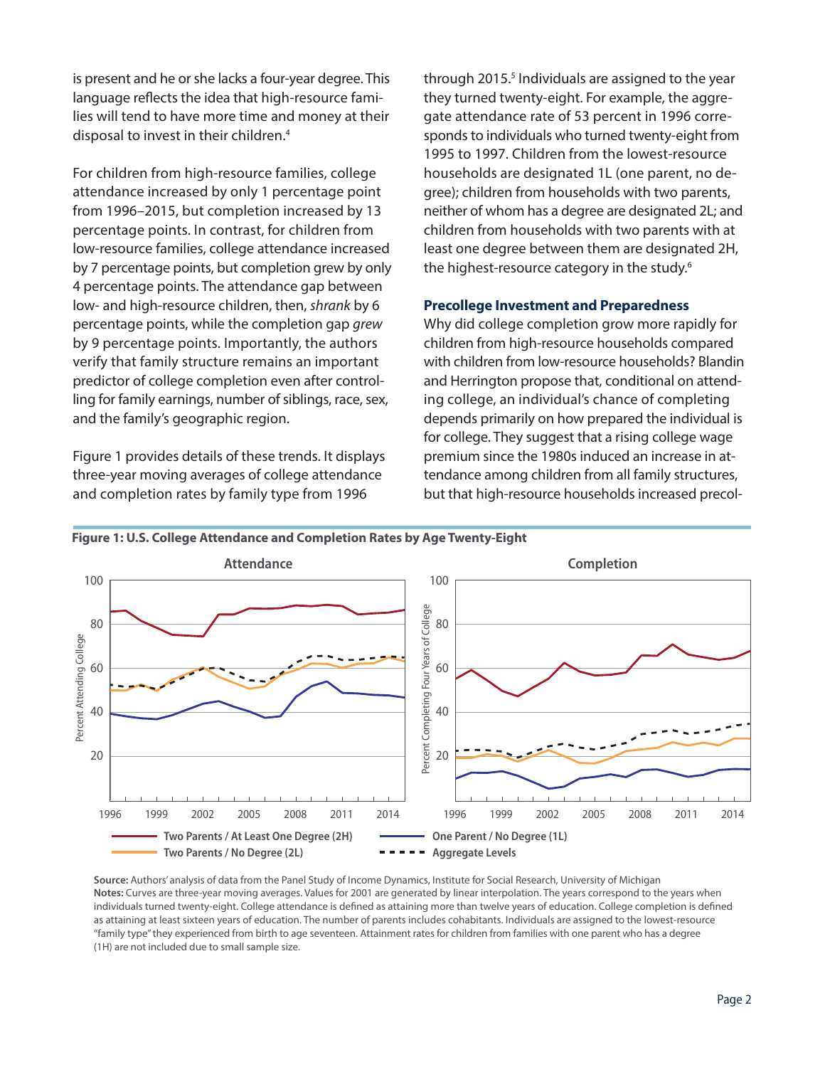is present and he or she lacks a four-year degree. This language reflects the idea that high-resource families will tend to have more time and money at their disposal to invest in their children.[4]

For children from high-resource families, college attendance increased by only 1 percentage point from 1996–2015, but completion increased by 13 percentage points. In contrast, for children from low-resource families, college attendance increased by 7 percentage points, but completion grew by only 4 percentage points. The attendance gap between low- and high-resource children, then, *shrank* by 6 percentage points, while the completion gap *grew* by 9 percentage points. Importantly, the authors verify that family structure remains an important predictor of college completion even after controlling for family earnings, number of siblings, race, sex, and the family's geographic region.

Figure 1 provides details of these trends. It displays three-year moving averages of college attendance and completion rates by family type from 1996 through 2015.[5] Individuals are assigned to the year they turned twenty-eight. For example, the aggregate attendance rate of 53 percent in 1996 corresponds to individuals who turned twenty-eight from 1995 to 1997. Children from the lowest-resource households are designated 1L (one parent, no degree); children from households with two parents, neither of whom has a degree are designated 2L; and children from households with two parents with at least one degree between them are designated 2H, the highest-resource category in the study.[6]

### Precollege Investment and Preparedness

Why did college completion grow more rapidly for children from high-resource households compared with children from low-resource households? Blandin and Herrington propose that, conditional on attending college, an individual's chance of completing depends primarily on how prepared the individual is for college. They suggest that a rising college wage premium since the 1980s induced an increase in attendance among children from all family structures, but that high-resource households increased precol-

**Figure 1: U.S. College Attendance and Completion Rates by Age Twenty-Eight**

**Source:** Authors' analysis of data from the Panel Study of Income Dynamics, Institute for Social Research, University of Michigan
**Notes:** Curves are three-year moving averages. Values for 2001 are generated by linear interpolation. The years correspond to the years when individuals turned twenty-eight. College attendance is defined as attaining more than twelve years of education. College completion is defined as attaining at least sixteen years of education. The number of parents includes cohabitants. Individuals are assigned to the lowest-resource "family type" they experienced from birth to age seventeen. Attainment rates for children from families with one parent who has a degree (1H) are not included due to small sample size.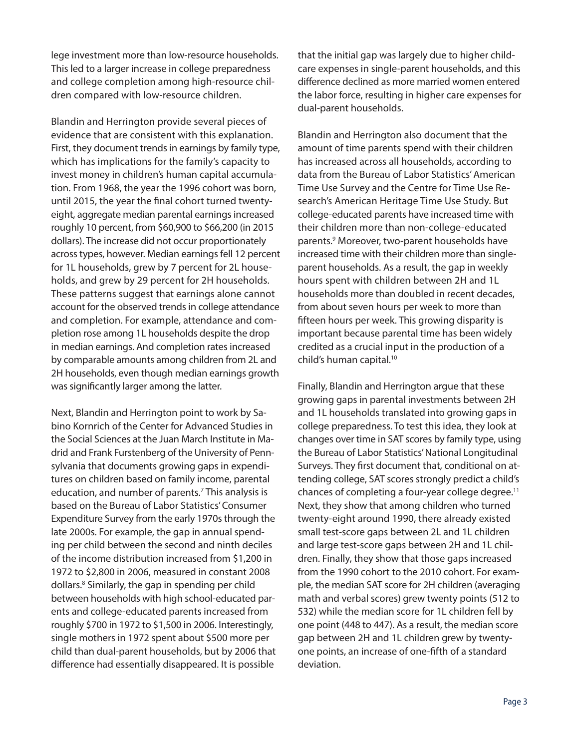lege investment more than low-resource households. This led to a larger increase in college preparedness and college completion among high-resource children compared with low-resource children.

Blandin and Herrington provide several pieces of evidence that are consistent with this explanation. First, they document trends in earnings by family type, which has implications for the family's capacity to invest money in children's human capital accumulation. From 1968, the year the 1996 cohort was born, until 2015, the year the final cohort turned twenty-eight, aggregate median parental earnings increased roughly 10 percent, from \$60,900 to \$66,200 (in 2015 dollars). The increase did not occur proportionately across types, however. Median earnings fell 12 percent for 1L households, grew by 7 percent for 2L households, and grew by 29 percent for 2H households. These patterns suggest that earnings alone cannot account for the observed trends in college attendance and completion. For example, attendance and completion rose among 1L households despite the drop in median earnings. And completion rates increased by comparable amounts among children from 2L and 2H households, even though median earnings growth was significantly larger among the latter.

Next, Blandin and Herrington point to work by Sabino Kornrich of the Center for Advanced Studies in the Social Sciences at the Juan March Institute in Madrid and Frank Furstenberg of the University of Pennsylvania that documents growing gaps in expenditures on children based on family income, parental education, and number of parents.[7] This analysis is based on the Bureau of Labor Statistics' Consumer Expenditure Survey from the early 1970s through the late 2000s. For example, the gap in annual spending per child between the second and ninth deciles of the income distribution increased from \$1,200 in 1972 to \$2,800 in 2006, measured in constant 2008 dollars.[8] Similarly, the gap in spending per child between households with high school-educated parents and college-educated parents increased from roughly \$700 in 1972 to \$1,500 in 2006. Interestingly, single mothers in 1972 spent about \$500 more per child than dual-parent households, but by 2006 that difference had essentially disappeared. It is possible that the initial gap was largely due to higher childcare expenses in single-parent households, and this difference declined as more married women entered the labor force, resulting in higher care expenses for dual-parent households.

Blandin and Herrington also document that the amount of time parents spend with their children has increased across all households, according to data from the Bureau of Labor Statistics' American Time Use Survey and the Centre for Time Use Research's American Heritage Time Use Study. But college-educated parents have increased time with their children more than non-college-educated parents.[9] Moreover, two-parent households have increased time with their children more than single-parent households. As a result, the gap in weekly hours spent with children between 2H and 1L households more than doubled in recent decades, from about seven hours per week to more than fifteen hours per week. This growing disparity is important because parental time has been widely credited as a crucial input in the production of a child's human capital.[10]

Finally, Blandin and Herrington argue that these growing gaps in parental investments between 2H and 1L households translated into growing gaps in college preparedness. To test this idea, they look at changes over time in SAT scores by family type, using the Bureau of Labor Statistics' National Longitudinal Surveys. They first document that, conditional on attending college, SAT scores strongly predict a child's chances of completing a four-year college degree.[11] Next, they show that among children who turned twenty-eight around 1990, there already existed small test-score gaps between 2L and 1L children and large test-score gaps between 2H and 1L children. Finally, they show that those gaps increased from the 1990 cohort to the 2010 cohort. For example, the median SAT score for 2H children (averaging math and verbal scores) grew twenty points (512 to 532) while the median score for 1L children fell by one point (448 to 447). As a result, the median score gap between 2H and 1L children grew by twenty-one points, an increase of one-fifth of a standard deviation.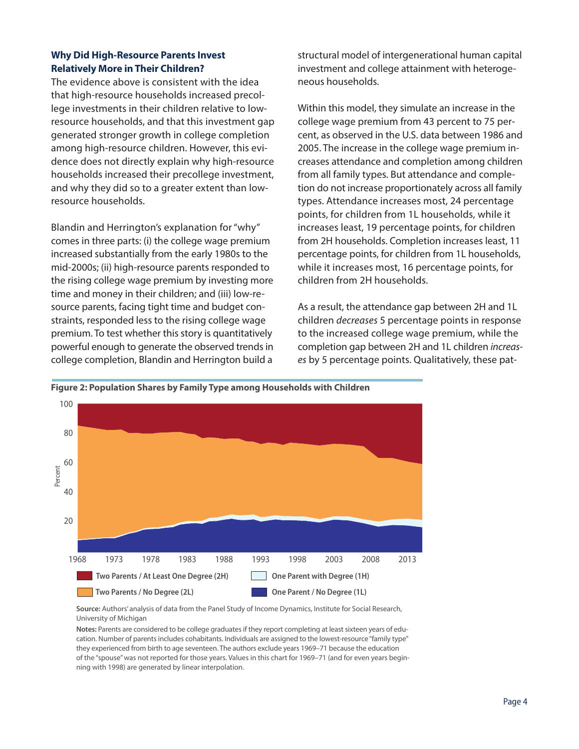### Why Did High-Resource Parents Invest Relatively More in Their Children?

The evidence above is consistent with the idea that high-resource households increased precollege investments in their children relative to low-resource households, and that this investment gap generated stronger growth in college completion among high-resource children. However, this evidence does not directly explain why high-resource households increased their precollege investment, and why they did so to a greater extent than low-resource households.

Blandin and Herrington's explanation for "why" comes in three parts: (i) the college wage premium increased substantially from the early 1980s to the mid-2000s; (ii) high-resource parents responded to the rising college wage premium by investing more time and money in their children; and (iii) low-resource parents, facing tight time and budget constraints, responded less to the rising college wage premium. To test whether this story is quantitatively powerful enough to generate the observed trends in college completion, Blandin and Herrington build a structural model of intergenerational human capital investment and college attainment with heterogeneous households.

Within this model, they simulate an increase in the college wage premium from 43 percent to 75 percent, as observed in the U.S. data between 1986 and 2005. The increase in the college wage premium increases attendance and completion among children from all family types. But attendance and completion do not increase proportionately across all family types. Attendance increases most, 24 percentage points, for children from 1L households, while it increases least, 19 percentage points, for children from 2H households. Completion increases least, 11 percentage points, for children from 1L households, while it increases most, 16 percentage points, for children from 2H households.

As a result, the attendance gap between 2H and 1L children *decreases* 5 percentage points in response to the increased college wage premium, while the completion gap between 2H and 1L children *increases* by 5 percentage points. Qualitatively, these pat-

**Figure 2: Population Shares by Family Type among Households with Children**

**Source:** Authors' analysis of data from the Panel Study of Income Dynamics, Institute for Social Research, University of Michigan

**Notes:** Parents are considered to be college graduates if they report completing at least sixteen years of education. Number of parents includes cohabitants. Individuals are assigned to the lowest-resource "family type" they experienced from birth to age seventeen. The authors exclude years 1969–71 because the education of the "spouse" was not reported for those years. Values in this chart for 1969–71 (and for even years beginning with 1998) are generated by linear interpolation.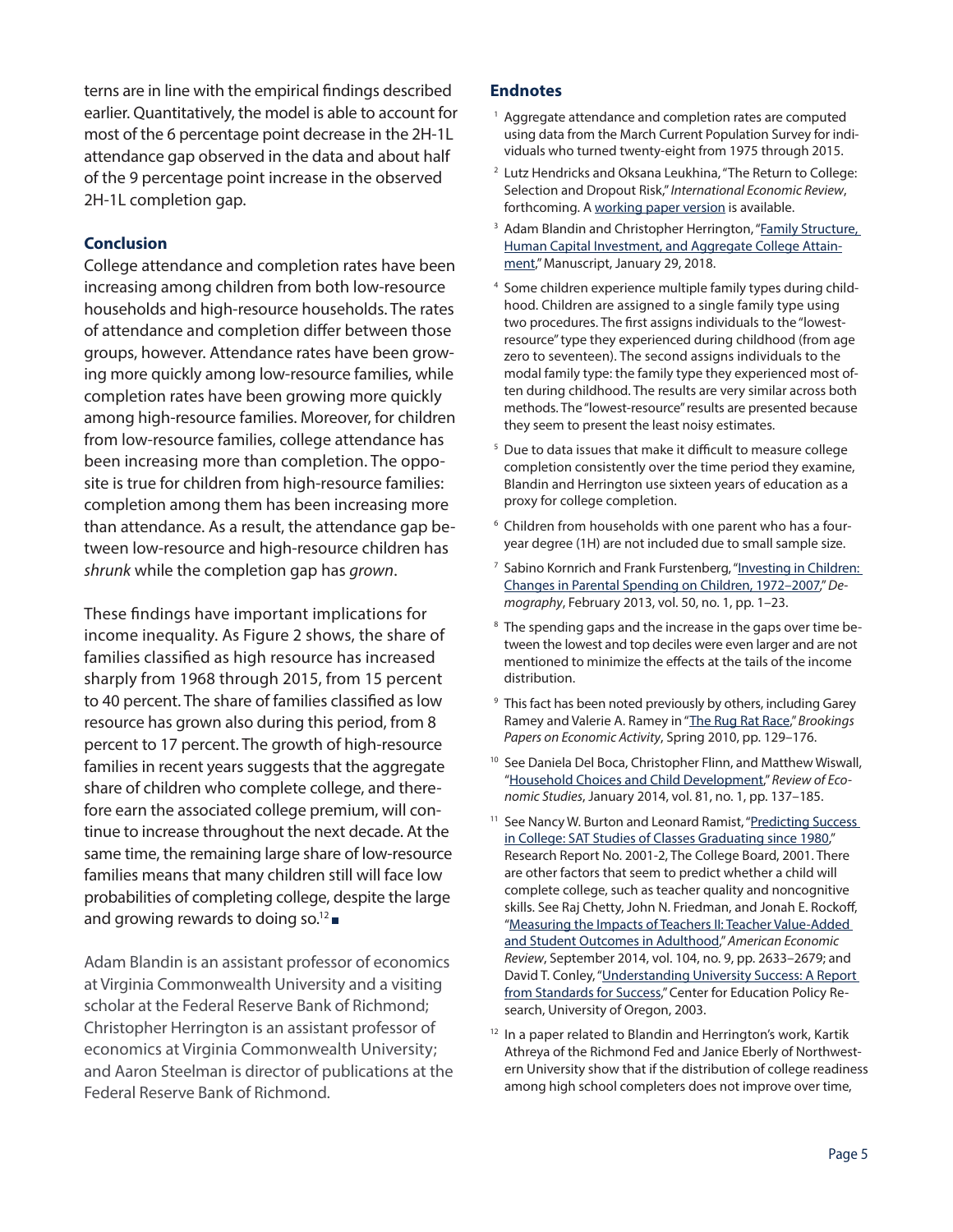terns are in line with the empirical findings described earlier. Quantitatively, the model is able to account for most of the 6 percentage point decrease in the 2H-1L attendance gap observed in the data and about half of the 9 percentage point increase in the observed 2H-1L completion gap.

### Conclusion

College attendance and completion rates have been increasing among children from both low-resource households and high-resource households. The rates of attendance and completion differ between those groups, however. Attendance rates have been growing more quickly among low-resource families, while completion rates have been growing more quickly among high-resource families. Moreover, for children from low-resource families, college attendance has been increasing more than completion. The opposite is true for children from high-resource families: completion among them has been increasing more than attendance. As a result, the attendance gap between low-resource and high-resource children has *shrunk* while the completion gap has *grown*.

These findings have important implications for income inequality. As Figure 2 shows, the share of families classified as high resource has increased sharply from 1968 through 2015, from 15 percent to 40 percent. The share of families classified as low resource has grown also during this period, from 8 percent to 17 percent. The growth of high-resource families in recent years suggests that the aggregate share of children who complete college, and therefore earn the associated college premium, will continue to increase throughout the next decade. At the same time, the remaining large share of low-resource families means that many children still will face low probabilities of completing college, despite the large and growing rewards to doing so.[12] ■

Adam Blandin is an assistant professor of economics at Virginia Commonwealth University and a visiting scholar at the Federal Reserve Bank of Richmond; Christopher Herrington is an assistant professor of economics at Virginia Commonwealth University; and Aaron Steelman is director of publications at the Federal Reserve Bank of Richmond.

### Endnotes

1. Aggregate attendance and completion rates are computed using data from the March Current Population Survey for individuals who turned twenty-eight from 1975 through 2015.
2. Lutz Hendricks and Oksana Leukhina, "The Return to College: Selection and Dropout Risk," *International Economic Review*, forthcoming. A working paper version is available.
3. Adam Blandin and Christopher Herrington, "Family Structure, Human Capital Investment, and Aggregate College Attainment," Manuscript, January 29, 2018.
4. Some children experience multiple family types during childhood. Children are assigned to a single family type using two procedures. The first assigns individuals to the "lowest-resource" type they experienced during childhood (from age zero to seventeen). The second assigns individuals to the modal family type: the family type they experienced most often during childhood. The results are very similar across both methods. The "lowest-resource" results are presented because they seem to present the least noisy estimates.
5. Due to data issues that make it difficult to measure college completion consistently over the time period they examine, Blandin and Herrington use sixteen years of education as a proxy for college completion.
6. Children from households with one parent who has a four-year degree (1H) are not included due to small sample size.
7. Sabino Kornrich and Frank Furstenberg, "Investing in Children: Changes in Parental Spending on Children, 1972–2007," *Demography*, February 2013, vol. 50, no. 1, pp. 1–23.
8. The spending gaps and the increase in the gaps over time between the lowest and top deciles were even larger and are not mentioned to minimize the effects at the tails of the income distribution.
9. This fact has been noted previously by others, including Garey Ramey and Valerie A. Ramey in "The Rug Rat Race," *Brookings Papers on Economic Activity*, Spring 2010, pp. 129–176.
10. See Daniela Del Boca, Christopher Flinn, and Matthew Wiswall, "Household Choices and Child Development," *Review of Economic Studies*, January 2014, vol. 81, no. 1, pp. 137–185.
11. See Nancy W. Burton and Leonard Ramist, "Predicting Success in College: SAT Studies of Classes Graduating since 1980," Research Report No. 2001-2, The College Board, 2001. There are other factors that seem to predict whether a child will complete college, such as teacher quality and noncognitive skills. See Raj Chetty, John N. Friedman, and Jonah E. Rockoff, "Measuring the Impacts of Teachers II: Teacher Value-Added and Student Outcomes in Adulthood," *American Economic Review*, September 2014, vol. 104, no. 9, pp. 2633–2679; and David T. Conley, "Understanding University Success: A Report from Standards for Success," Center for Education Policy Research, University of Oregon, 2003.
12. In a paper related to Blandin and Herrington's work, Kartik Athreya of the Richmond Fed and Janice Eberly of Northwestern University show that if the distribution of college readiness among high school completers does not improve over time,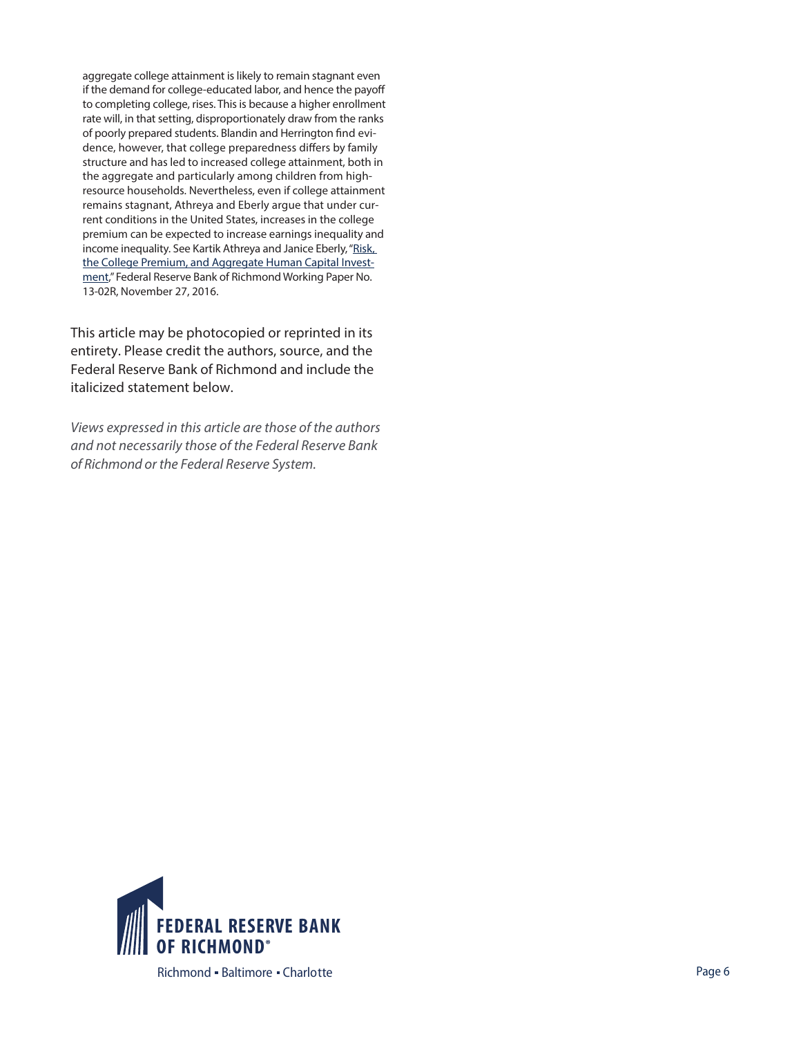aggregate college attainment is likely to remain stagnant even if the demand for college-educated labor, and hence the payoff to completing college, rises. This is because a higher enrollment rate will, in that setting, disproportionately draw from the ranks of poorly prepared students. Blandin and Herrington find evidence, however, that college preparedness differs by family structure and has led to increased college attainment, both in the aggregate and particularly among children from high-resource households. Nevertheless, even if college attainment remains stagnant, Athreya and Eberly argue that under current conditions in the United States, increases in the college premium can be expected to increase earnings inequality and income inequality. See Kartik Athreya and Janice Eberly, "Risk, the College Premium, and Aggregate Human Capital Investment," Federal Reserve Bank of Richmond Working Paper No. 13-02R, November 27, 2016.

This article may be photocopied or reprinted in its entirety. Please credit the authors, source, and the Federal Reserve Bank of Richmond and include the italicized statement below.

*Views expressed in this article are those of the authors and not necessarily those of the Federal Reserve Bank of Richmond or the Federal Reserve System.*

**FEDERAL RESERVE BANK OF RICHMOND®**

Richmond ▪ Baltimore ▪ Charlotte